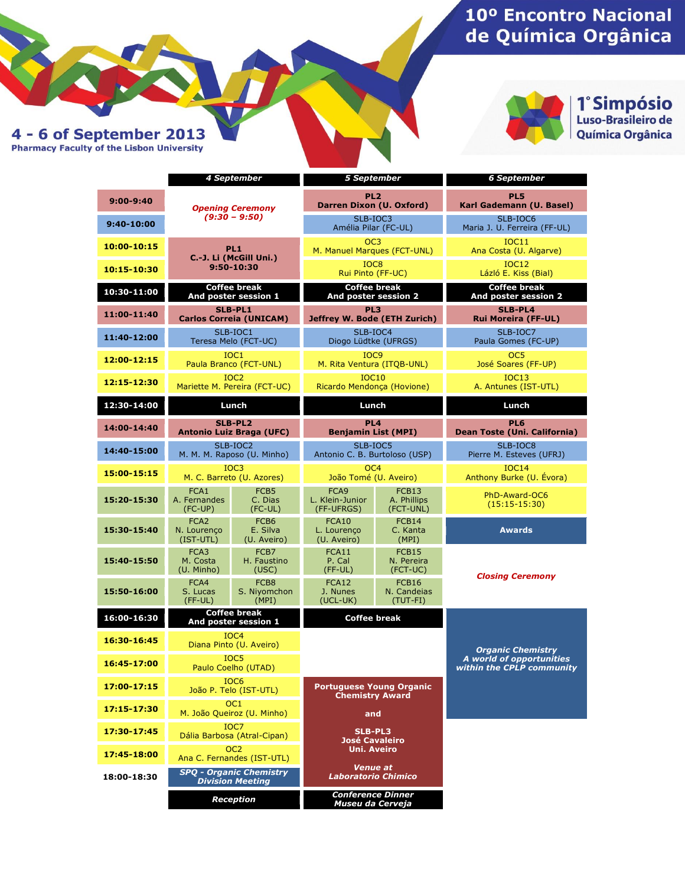# 10º Encontro Nacional de Química Orgânica

## 1º Simpósio Luso-Brasileiro de Química Orgânica

**4 - 6 of September 2013**
**Pharmacy Faculty of the Lisbon University**

| Time | 4 September | | 5 September | | 6 September |
|---|---|---|---|---|---|
| 9:00-9:40 | *Opening Ceremony (9:30 – 9:50)* | | **PL2** **Darren Dixon (U. Oxford)** | | **PL5** **Karl Gademann (U. Basel)** |
| 9:40-10:00 | | | SLB-IOC3 Amélia Pilar (FC-UL) | | SLB-IOC6 Maria J. U. Ferreira (FF-UL) |
| 10:00-10:15 | **PL1** **C.-J. Li (McGill Uni.)** **9:50-10:30** | | OC3 M. Manuel Marques (FCT-UNL) | | IOC11 Ana Costa (U. Algarve) |
| 10:15-10:30 | | | IOC8 Rui Pinto (FF-UC) | | IOC12 Lázló E. Kiss (Bial) |
| 10:30-11:00 | **Coffee break And poster session 1** | | **Coffee break And poster session 2** | | **Coffee break And poster session 2** |
| 11:00-11:40 | **SLB-PL1** **Carlos Correia (UNICAM)** | | **PL3** **Jeffrey W. Bode (ETH Zurich)** | | **SLB-PL4** **Rui Moreira (FF-UL)** |
| 11:40-12:00 | SLB-IOC1 Teresa Melo (FCT-UC) | | SLB-IOC4 Diogo Lüdtke (UFRGS) | | SLB-IOC7 Paula Gomes (FC-UP) |
| 12:00-12:15 | IOC1 Paula Branco (FCT-UNL) | | IOC9 M. Rita Ventura (ITQB-UNL) | | OC5 José Soares (FF-UP) |
| 12:15-12:30 | IOC2 Mariette M. Pereira (FCT-UC) | | IOC10 Ricardo Mendonça (Hovione) | | IOC13 A. Antunes (IST-UTL) |
| 12:30-14:00 | **Lunch** | | **Lunch** | | **Lunch** |
| 14:00-14:40 | **SLB-PL2** **Antonio Luiz Braga (UFC)** | | **PL4** **Benjamin List (MPI)** | | **PL6** **Dean Toste (Uni. California)** |
| 14:40-15:00 | SLB-IOC2 M. M. M. Raposo (U. Minho) | | SLB-IOC5 Antonio C. B. Burtoloso (USP) | | SLB-IOC8 Pierre M. Esteves (UFRJ) |
| 15:00-15:15 | IOC3 M. C. Barreto (U. Azores) | | OC4 João Tomé (U. Aveiro) | | IOC14 Anthony Burke (U. Évora) |
| 15:20-15:30 | FCA1 A. Fernandes (FC-UP) | FCB5 C. Dias (FC-UL) | FCA9 L. Klein-Junior (FF-UFRGS) | FCB13 A. Phillips (FCT-UNL) | PhD-Award-OC6 (15:15-15:30) |
| 15:30-15:40 | FCA2 N. Lourenço (IST-UTL) | FCB6 E. Silva (U. Aveiro) | FCA10 L. Lourenço (U. Aveiro) | FCB14 C. Kanta (MPI) | **Awards** |
| 15:40-15:50 | FCA3 M. Costa (U. Minho) | FCB7 H. Faustino (USC) | FCA11 P. Cal (FF-UL) | FCB15 N. Pereira (FCT-UC) | *Closing Ceremony* |
| 15:50-16:00 | FCA4 S. Lucas (FF-UL) | FCB8 S. Niyomchon (MPI) | FCA12 J. Nunes (UCL-UK) | FCB16 N. Candeias (TUT-FI) | |
| 16:00-16:30 | **Coffee break And poster session 1** | | **Coffee break** | | ***Organic Chemistry A world of opportunities within the CPLP community*** |
| 16:30-16:45 | IOC4 Diana Pinto (U. Aveiro) | | | | |
| 16:45-17:00 | IOC5 Paulo Coelho (UTAD) | | | | |
| 17:00-17:15 | IOC6 João P. Telo (IST-UTL) | | **Portuguese Young Organic Chemistry Award** **and** ***SLB-PL3 José Cavaleiro Uni. Aveiro*** ***Venue at Laboratorio Chimico*** | | |
| 17:15-17:30 | OC1 M. João Queiroz (U. Minho) | | | | |
| 17:30-17:45 | IOC7 Dália Barbosa (Atral-Cipan) | | | | |
| 17:45-18:00 | OC2 Ana C. Fernandes (IST-UTL) | | | | |
| 18:00-18:30 | ***SPQ - Organic Chemistry Division Meeting*** | | | | |
| | ***Reception*** | | ***Conference Dinner Museu da Cerveja*** | | |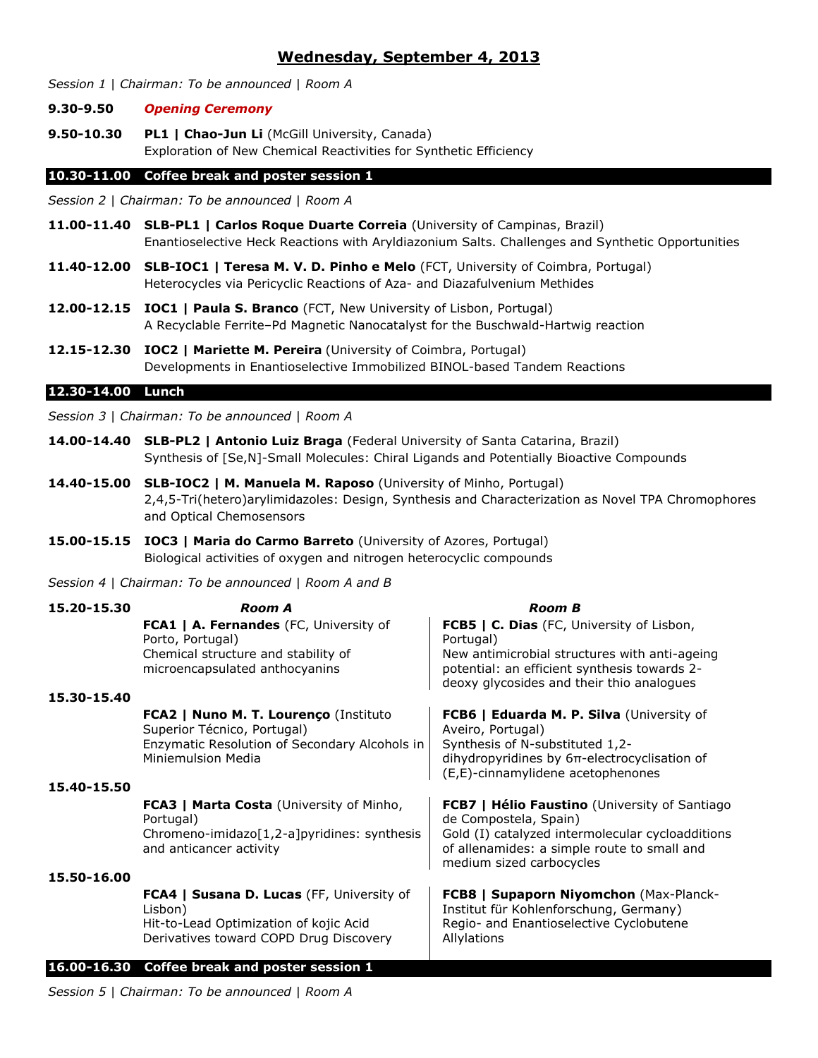## Wednesday, September 4, 2013

*Session 1 | Chairman: To be announced | Room A*

**9.30-9.50** ***Opening Ceremony***

**9.50-10.30** **PL1 | Chao-Jun Li** (McGill University, Canada)
Exploration of New Chemical Reactivities for Synthetic Efficiency

**10.30-11.00 Coffee break and poster session 1**

*Session 2 | Chairman: To be announced | Room A*

**11.00-11.40** **SLB-PL1 | Carlos Roque Duarte Correia** (University of Campinas, Brazil)
Enantioselective Heck Reactions with Aryldiazonium Salts. Challenges and Synthetic Opportunities

**11.40-12.00** **SLB-IOC1 | Teresa M. V. D. Pinho e Melo** (FCT, University of Coimbra, Portugal)
Heterocycles via Pericyclic Reactions of Aza- and Diazafulvenium Methides

**12.00-12.15** **IOC1 | Paula S. Branco** (FCT, New University of Lisbon, Portugal)
A Recyclable Ferrite–Pd Magnetic Nanocatalyst for the Buschwald-Hartwig reaction

**12.15-12.30** **IOC2 | Mariette M. Pereira** (University of Coimbra, Portugal)
Developments in Enantioselective Immobilized BINOL-based Tandem Reactions

**12.30-14.00 Lunch**

*Session 3 | Chairman: To be announced | Room A*

**14.00-14.40** **SLB-PL2 | Antonio Luiz Braga** (Federal University of Santa Catarina, Brazil)
Synthesis of [Se,N]-Small Molecules: Chiral Ligands and Potentially Bioactive Compounds

**14.40-15.00** **SLB-IOC2 | M. Manuela M. Raposo** (University of Minho, Portugal)
2,4,5-Tri(hetero)arylimidazoles: Design, Synthesis and Characterization as Novel TPA Chromophores and Optical Chemosensors

**15.00-15.15** **IOC3 | Maria do Carmo Barreto** (University of Azores, Portugal)
Biological activities of oxygen and nitrogen heterocyclic compounds

*Session 4 | Chairman: To be announced | Room A and B*

| Time | Room A | Room B |
|---|---|---|
| **15.20-15.30** | **FCA1 \| A. Fernandes** (FC, University of Porto, Portugal) Chemical structure and stability of microencapsulated anthocyanins | **FCB5 \| C. Dias** (FC, University of Lisbon, Portugal) New antimicrobial structures with anti-ageing potential: an efficient synthesis towards 2-deoxy glycosides and their thio analogues |
| **15.30-15.40** | **FCA2 \| Nuno M. T. Lourenço** (Instituto Superior Técnico, Portugal) Enzymatic Resolution of Secondary Alcohols in Miniemulsion Media | **FCB6 \| Eduarda M. P. Silva** (University of Aveiro, Portugal) Synthesis of N-substituted 1,2-dihydropyridines by 6π-electrocyclisation of (E,E)-cinnamylidene acetophenones |
| **15.40-15.50** | **FCA3 \| Marta Costa** (University of Minho, Portugal) Chromeno-imidazo[1,2-a]pyridines: synthesis and anticancer activity | **FCB7 \| Hélio Faustino** (University of Santiago de Compostela, Spain) Gold (I) catalyzed intermolecular cycloadditions of allenamides: a simple route to small and medium sized carbocycles |
| **15.50-16.00** | **FCA4 \| Susana D. Lucas** (FF, University of Lisbon) Hit-to-Lead Optimization of kojic Acid Derivatives toward COPD Drug Discovery | **FCB8 \| Supaporn Niyomchon** (Max-Planck-Institut für Kohlenforschung, Germany) Regio- and Enantioselective Cyclobutene Allylations |

**16.00-16.30 Coffee break and poster session 1**

*Session 5 | Chairman: To be announced | Room A*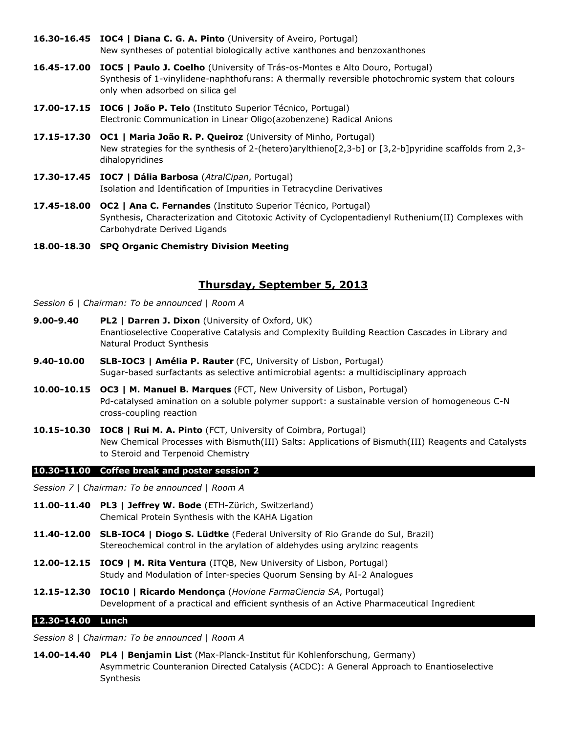**16.30-16.45** **IOC4 | Diana C. G. A. Pinto** (University of Aveiro, Portugal)
New syntheses of potential biologically active xanthones and benzoxanthones

**16.45-17.00** **IOC5 | Paulo J. Coelho** (University of Trás-os-Montes e Alto Douro, Portugal)
Synthesis of 1-vinylidene-naphthofurans: A thermally reversible photochromic system that colours only when adsorbed on silica gel

**17.00-17.15** **IOC6 | João P. Telo** (Instituto Superior Técnico, Portugal)
Electronic Communication in Linear Oligo(azobenzene) Radical Anions

**17.15-17.30** **OC1 | Maria João R. P. Queiroz** (University of Minho, Portugal)
New strategies for the synthesis of 2-(hetero)arylthieno[2,3-b] or [3,2-b]pyridine scaffolds from 2,3-dihalopyridines

**17.30-17.45** **IOC7 | Dália Barbosa** (*AtralCipan*, Portugal)
Isolation and Identification of Impurities in Tetracycline Derivatives

**17.45-18.00** **OC2 | Ana C. Fernandes** (Instituto Superior Técnico, Portugal)
Synthesis, Characterization and Citotoxic Activity of Cyclopentadienyl Ruthenium(II) Complexes with Carbohydrate Derived Ligands

**18.00-18.30** **SPQ Organic Chemistry Division Meeting**

## Thursday, September 5, 2013

*Session 6 | Chairman: To be announced | Room A*

**9.00-9.40** **PL2 | Darren J. Dixon** (University of Oxford, UK)
Enantioselective Cooperative Catalysis and Complexity Building Reaction Cascades in Library and Natural Product Synthesis

**9.40-10.00** **SLB-IOC3 | Amélia P. Rauter** (FC, University of Lisbon, Portugal)
Sugar-based surfactants as selective antimicrobial agents: a multidisciplinary approach

**10.00-10.15** **OC3 | M. Manuel B. Marques** (FCT, New University of Lisbon, Portugal)
Pd-catalysed amination on a soluble polymer support: a sustainable version of homogeneous C-N cross-coupling reaction

**10.15-10.30** **IOC8 | Rui M. A. Pinto** (FCT, University of Coimbra, Portugal)
New Chemical Processes with Bismuth(III) Salts: Applications of Bismuth(III) Reagents and Catalysts to Steroid and Terpenoid Chemistry

**10.30-11.00 Coffee break and poster session 2**

*Session 7 | Chairman: To be announced | Room A*

**11.00-11.40** **PL3 | Jeffrey W. Bode** (ETH-Zürich, Switzerland)
Chemical Protein Synthesis with the KAHA Ligation

**11.40-12.00** **SLB-IOC4 | Diogo S. Lüdtke** (Federal University of Rio Grande do Sul, Brazil)
Stereochemical control in the arylation of aldehydes using arylzinc reagents

**12.00-12.15** **IOC9 | M. Rita Ventura** (ITQB, New University of Lisbon, Portugal)
Study and Modulation of Inter-species Quorum Sensing by AI-2 Analogues

**12.15-12.30** **IOC10 | Ricardo Mendonça** (*Hovione FarmaCiencia SA*, Portugal)
Development of a practical and efficient synthesis of an Active Pharmaceutical Ingredient

**12.30-14.00 Lunch**

*Session 8 | Chairman: To be announced | Room A*

**14.00-14.40** **PL4 | Benjamin List** (Max-Planck-Institut für Kohlenforschung, Germany)
Asymmetric Counteranion Directed Catalysis (ACDC): A General Approach to Enantioselective Synthesis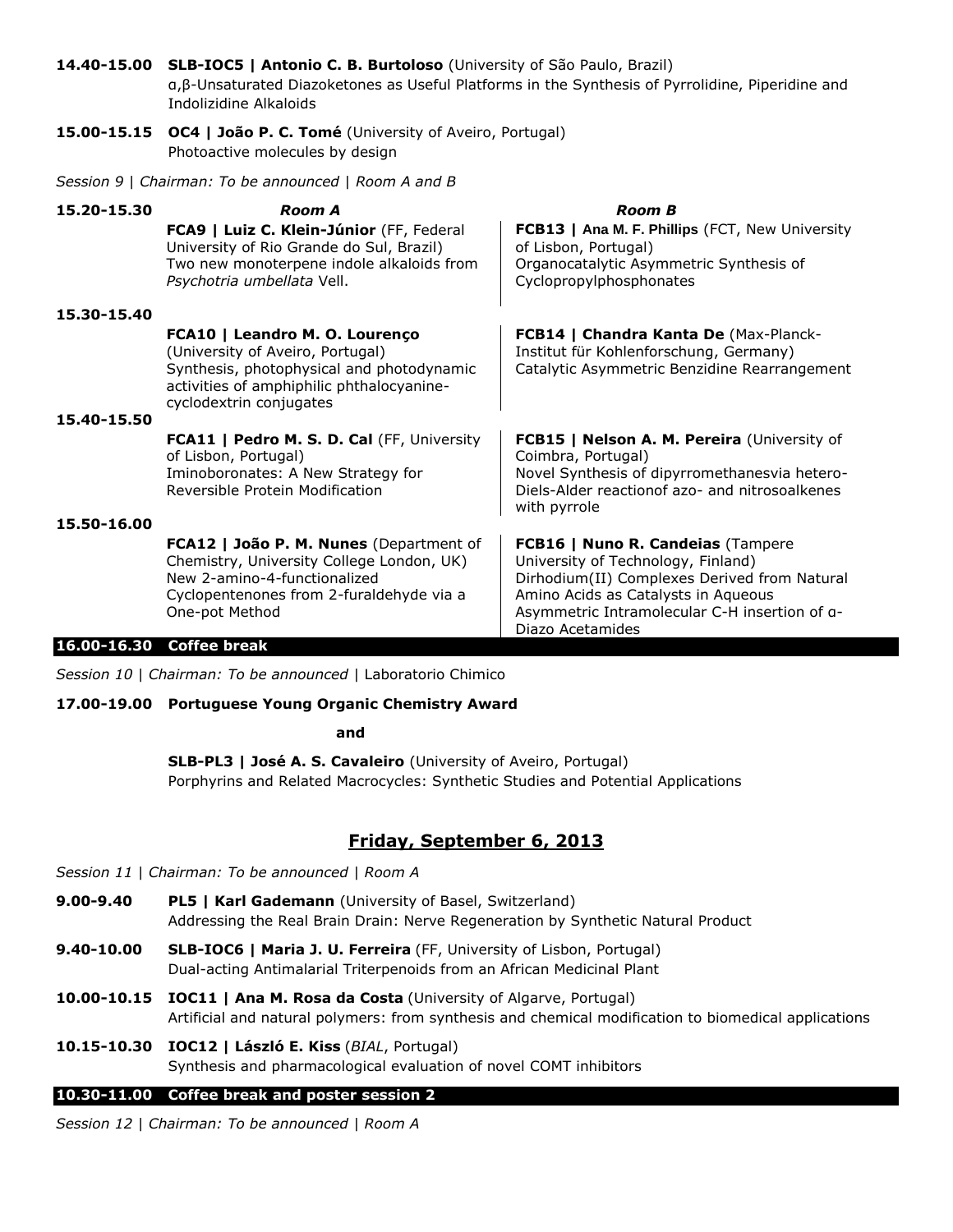**14.40-15.00** **SLB-IOC5 | Antonio C. B. Burtoloso** (University of São Paulo, Brazil)
α,β-Unsaturated Diazoketones as Useful Platforms in the Synthesis of Pyrrolidine, Piperidine and Indolizidine Alkaloids

**15.00-15.15** **OC4 | João P. C. Tomé** (University of Aveiro, Portugal)
Photoactive molecules by design

*Session 9 | Chairman: To be announced | Room A and B*

| | ***Room A*** | ***Room B*** |
|---|---|---|
| **15.20-15.30** | **FCA9 \| Luiz C. Klein-Júnior** (FF, Federal University of Rio Grande do Sul, Brazil) Two new monoterpene indole alkaloids from *Psychotria umbellata* Vell. | **FCB13 \| Ana M. F. Phillips** (FCT, New University of Lisbon, Portugal) Organocatalytic Asymmetric Synthesis of Cyclopropylphosphonates |
| **15.30-15.40** | **FCA10 \| Leandro M. O. Lourenço** (University of Aveiro, Portugal) Synthesis, photophysical and photodynamic activities of amphiphilic phthalocyanine-cyclodextrin conjugates | **FCB14 \| Chandra Kanta De** (Max-Planck-Institut für Kohlenforschung, Germany) Catalytic Asymmetric Benzidine Rearrangement |
| **15.40-15.50** | **FCA11 \| Pedro M. S. D. Cal** (FF, University of Lisbon, Portugal) Iminoboronates: A New Strategy for Reversible Protein Modification | **FCB15 \| Nelson A. M. Pereira** (University of Coimbra, Portugal) Novel Synthesis of dipyrromethanesvia hetero-Diels-Alder reactionof azo- and nitrosoalkenes with pyrrole |
| **15.50-16.00** | **FCA12 \| João P. M. Nunes** (Department of Chemistry, University College London, UK) New 2-amino-4-functionalized Cyclopentenones from 2-furaldehyde via a One-pot Method | **FCB16 \| Nuno R. Candeias** (Tampere University of Technology, Finland) Dirhodium(II) Complexes Derived from Natural Amino Acids as Catalysts in Aqueous Asymmetric Intramolecular C-H insertion of α-Diazo Acetamides |

**16.00-16.30 Coffee break**

*Session 10 | Chairman: To be announced* | Laboratorio Chimico

**17.00-19.00** **Portuguese Young Organic Chemistry Award**

**and**

**SLB-PL3 | José A. S. Cavaleiro** (University of Aveiro, Portugal)
Porphyrins and Related Macrocycles: Synthetic Studies and Potential Applications

## Friday, September 6, 2013

*Session 11 | Chairman: To be announced | Room A*

**9.00-9.40** **PL5 | Karl Gademann** (University of Basel, Switzerland)
Addressing the Real Brain Drain: Nerve Regeneration by Synthetic Natural Product

**9.40-10.00** **SLB-IOC6 | Maria J. U. Ferreira** (FF, University of Lisbon, Portugal)
Dual-acting Antimalarial Triterpenoids from an African Medicinal Plant

**10.00-10.15** **IOC11 | Ana M. Rosa da Costa** (University of Algarve, Portugal)
Artificial and natural polymers: from synthesis and chemical modification to biomedical applications

**10.15-10.30** **IOC12 | László E. Kiss** (*BIAL*, Portugal)
Synthesis and pharmacological evaluation of novel COMT inhibitors

**10.30-11.00 Coffee break and poster session 2**

*Session 12 | Chairman: To be announced | Room A*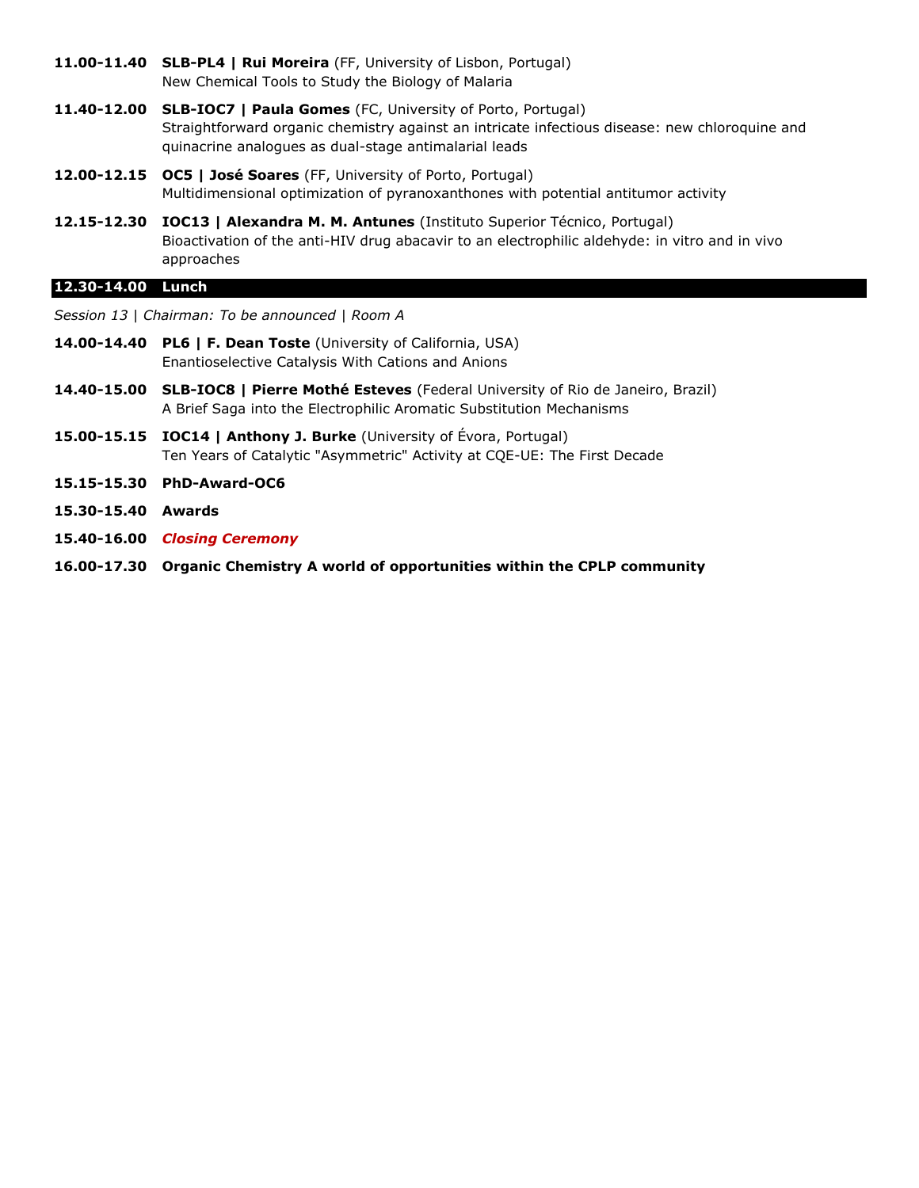**11.00-11.40** **SLB-PL4 | Rui Moreira** (FF, University of Lisbon, Portugal)
New Chemical Tools to Study the Biology of Malaria

**11.40-12.00** **SLB-IOC7 | Paula Gomes** (FC, University of Porto, Portugal)
Straightforward organic chemistry against an intricate infectious disease: new chloroquine and quinacrine analogues as dual-stage antimalarial leads

**12.00-12.15** **OC5 | José Soares** (FF, University of Porto, Portugal)
Multidimensional optimization of pyranoxanthones with potential antitumor activity

**12.15-12.30** **IOC13 | Alexandra M. M. Antunes** (Instituto Superior Técnico, Portugal)
Bioactivation of the anti-HIV drug abacavir to an electrophilic aldehyde: in vitro and in vivo approaches

**12.30-14.00** **Lunch**

*Session 13 | Chairman: To be announced | Room A*

**14.00-14.40** **PL6 | F. Dean Toste** (University of California, USA)
Enantioselective Catalysis With Cations and Anions

**14.40-15.00** **SLB-IOC8 | Pierre Mothé Esteves** (Federal University of Rio de Janeiro, Brazil)
A Brief Saga into the Electrophilic Aromatic Substitution Mechanisms

**15.00-15.15** **IOC14 | Anthony J. Burke** (University of Évora, Portugal)
Ten Years of Catalytic "Asymmetric" Activity at CQE-UE: The First Decade

**15.15-15.30** **PhD-Award-OC6**

**15.30-15.40** **Awards**

**15.40-16.00** ***Closing Ceremony***

**16.00-17.30** **Organic Chemistry A world of opportunities within the CPLP community**